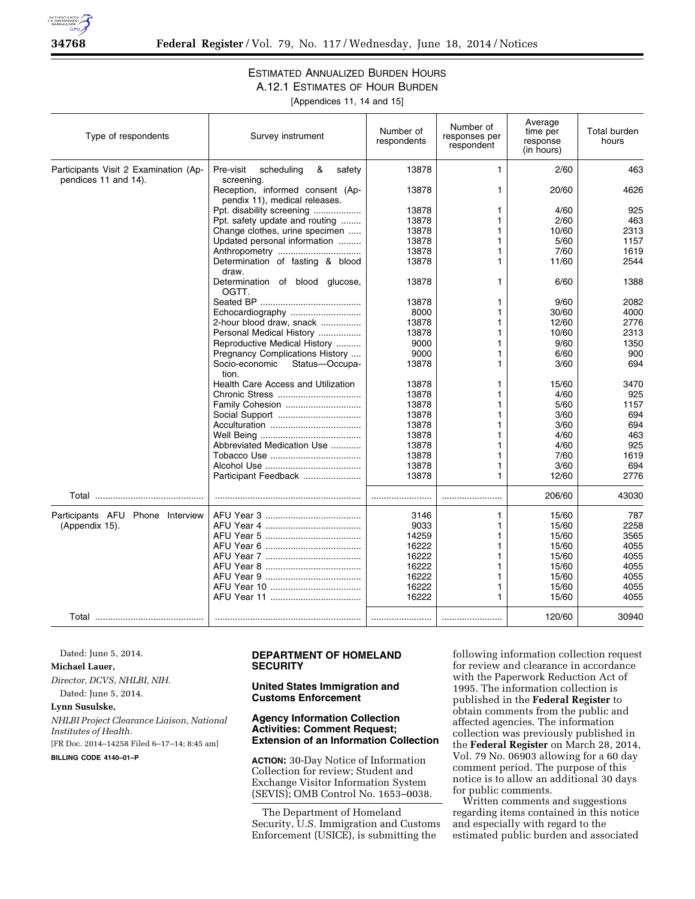## ESTIMATED ANNUALIZED BURDEN HOURS
### A.12.1 ESTIMATES OF HOUR BURDEN

[Appendices 11, 14 and 15]

| Type of respondents | Survey instrument | Number of respondents | Number of responses per respondent | Average time per response (in hours) | Total burden hours |
|---|---|---|---|---|---|
| Participants Visit 2 Examination (Appendices 11 and 14). | Pre-visit scheduling & safety screening. | 13878 | 1 | 2/60 | 463 |
| | Reception, informed consent (Appendix 11), medical releases. | 13878 | 1 | 20/60 | 4626 |
| | Ppt. disability screening | 13878 | 1 | 4/60 | 925 |
| | Ppt. safety update and routing | 13878 | 1 | 2/60 | 463 |
| | Change clothes, urine specimen | 13878 | 1 | 10/60 | 2313 |
| | Updated personal information | 13878 | 1 | 5/60 | 1157 |
| | Anthropometry | 13878 | 1 | 7/60 | 1619 |
| | Determination of fasting & blood draw. | 13878 | 1 | 11/60 | 2544 |
| | Determination of blood glucose, OGTT. | 13878 | 1 | 6/60 | 1388 |
| | Seated BP | 13878 | 1 | 9/60 | 2082 |
| | Echocardiography | 8000 | 1 | 30/60 | 4000 |
| | 2-hour blood draw, snack | 13878 | 1 | 12/60 | 2776 |
| | Personal Medical History | 13878 | 1 | 10/60 | 2313 |
| | Reproductive Medical History | 9000 | 1 | 9/60 | 1350 |
| | Pregnancy Complications History | 9000 | 1 | 6/60 | 900 |
| | Socio-economic Status—Occupation. | 13878 | 1 | 3/60 | 694 |
| | Health Care Access and Utilization | 13878 | 1 | 15/60 | 3470 |
| | Chronic Stress | 13878 | 1 | 4/60 | 925 |
| | Family Cohesion | 13878 | 1 | 5/60 | 1157 |
| | Social Support | 13878 | 1 | 3/60 | 694 |
| | Acculturation | 13878 | 1 | 3/60 | 694 |
| | Well Being | 13878 | 1 | 4/60 | 463 |
| | Abbreviated Medication Use | 13878 | 1 | 4/60 | 925 |
| | Tobacco Use | 13878 | 1 | 7/60 | 1619 |
| | Alcohol Use | 13878 | 1 | 3/60 | 694 |
| | Participant Feedback | 13878 | 1 | 12/60 | 2776 |
| Total | | | | 206/60 | 43030 |
| Participants AFU Phone Interview (Appendix 15). | AFU Year 3 | 3146 | 1 | 15/60 | 787 |
| | AFU Year 4 | 9033 | 1 | 15/60 | 2258 |
| | AFU Year 5 | 14259 | 1 | 15/60 | 3565 |
| | AFU Year 6 | 16222 | 1 | 15/60 | 4055 |
| | AFU Year 7 | 16222 | 1 | 15/60 | 4055 |
| | AFU Year 8 | 16222 | 1 | 15/60 | 4055 |
| | AFU Year 9 | 16222 | 1 | 15/60 | 4055 |
| | AFU Year 10 | 16222 | 1 | 15/60 | 4055 |
| | AFU Year 11 | 16222 | 1 | 15/60 | 4055 |
| Total | | | | 120/60 | 30940 |

Dated: June 5, 2014.

**Michael Lauer,**

*Director, DCVS, NHLBI, NIH.*

Dated: June 5, 2014.

**Lynn Susulske,**

*NHLBI Project Clearance Liaison, National Institutes of Health.*

[FR Doc. 2014–14258 Filed 6–17–14; 8:45 am]

**BILLING CODE 4140–01–P**

## DEPARTMENT OF HOMELAND SECURITY

### United States Immigration and Customs Enforcement

### Agency Information Collection Activities: Comment Request; Extension of an Information Collection

**ACTION:** 30-Day Notice of Information Collection for review; Student and Exchange Visitor Information System (SEVIS); OMB Control No. 1653–0038.

The Department of Homeland Security, U.S. Immigration and Customs Enforcement (USICE), is submitting the following information collection request for review and clearance in accordance with the Paperwork Reduction Act of 1995. The information collection is published in the **Federal Register** to obtain comments from the public and affected agencies. The information collection was previously published in the **Federal Register** on March 28, 2014, Vol. 79 No. 06903 allowing for a 60 day comment period. The purpose of this notice is to allow an additional 30 days for public comments.

Written comments and suggestions regarding items contained in this notice and especially with regard to the estimated public burden and associated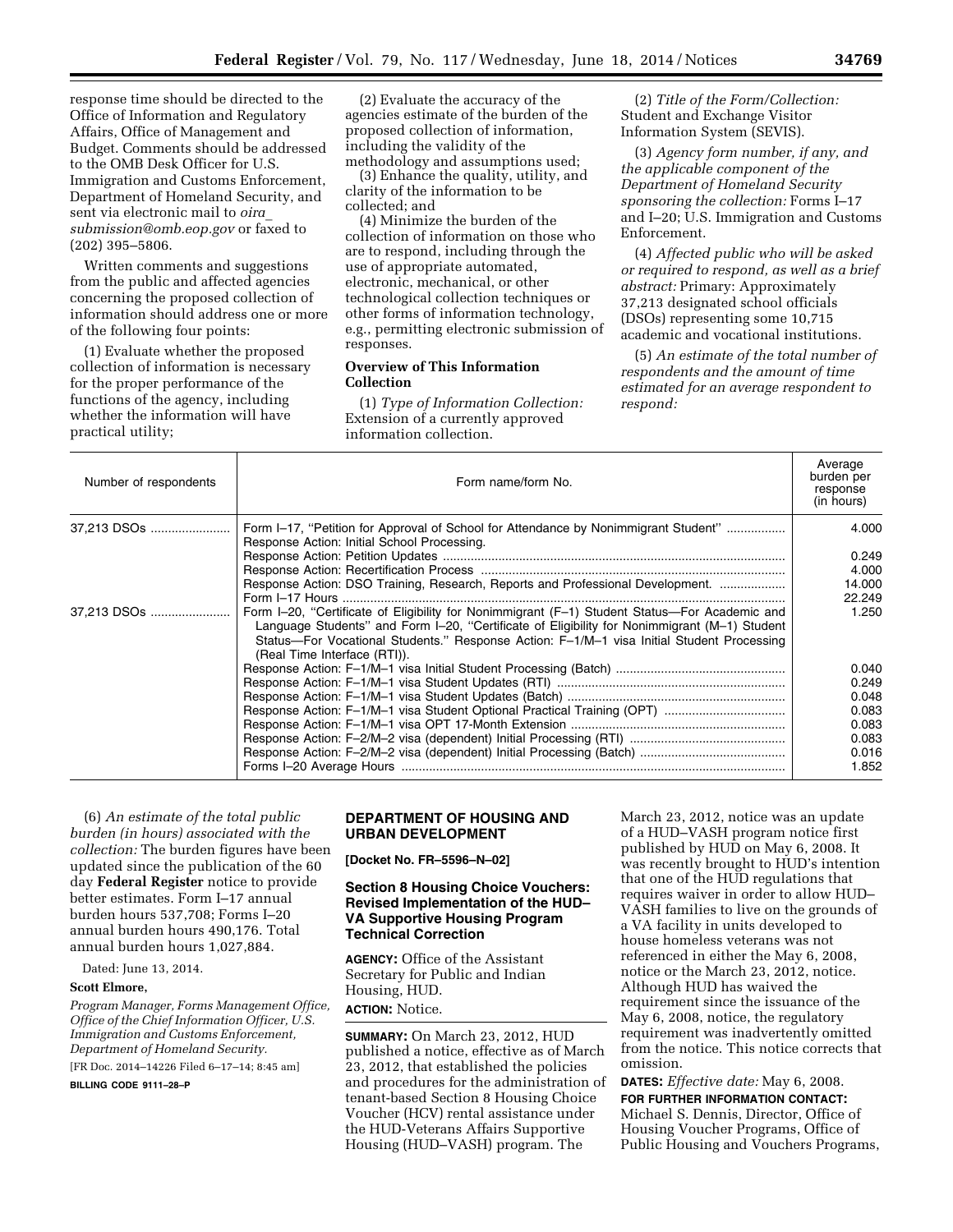response time should be directed to the Office of Information and Regulatory Affairs, Office of Management and Budget. Comments should be addressed to the OMB Desk Officer for U.S. Immigration and Customs Enforcement, Department of Homeland Security, and sent via electronic mail to *oira_submission@omb.eop.gov* or faxed to (202) 395–5806.

Written comments and suggestions from the public and affected agencies concerning the proposed collection of information should address one or more of the following four points:

(1) Evaluate whether the proposed collection of information is necessary for the proper performance of the functions of the agency, including whether the information will have practical utility;

(2) Evaluate the accuracy of the agencies estimate of the burden of the proposed collection of information, including the validity of the methodology and assumptions used;

(3) Enhance the quality, utility, and clarity of the information to be collected; and

(4) Minimize the burden of the collection of information on those who are to respond, including through the use of appropriate automated, electronic, mechanical, or other technological collection techniques or other forms of information technology, e.g., permitting electronic submission of responses.

**Overview of This Information Collection**

(1) *Type of Information Collection:* Extension of a currently approved information collection.

(2) *Title of the Form/Collection:* Student and Exchange Visitor Information System (SEVIS).

(3) *Agency form number, if any, and the applicable component of the Department of Homeland Security sponsoring the collection:* Forms I–17 and I–20; U.S. Immigration and Customs Enforcement.

(4) *Affected public who will be asked or required to respond, as well as a brief abstract:* Primary: Approximately 37,213 designated school officials (DSOs) representing some 10,715 academic and vocational institutions.

(5) *An estimate of the total number of respondents and the amount of time estimated for an average respondent to respond:*

| Number of respondents | Form name/form No. | Average burden per response (in hours) |
|---|---|---|
| 37,213 DSOs | Form I–17, "Petition for Approval of School for Attendance by Nonimmigrant Student" Response Action: Initial School Processing. | 4.000 |
| | Response Action: Petition Updates | 0.249 |
| | Response Action: Recertification Process | 4.000 |
| | Response Action: DSO Training, Research, Reports and Professional Development. | 14.000 |
| | Form I–17 Hours | 22.249 |
| 37,213 DSOs | Form I–20, "Certificate of Eligibility for Nonimmigrant (F–1) Student Status—For Academic and Language Students" and Form I–20, "Certificate of Eligibility for Nonimmigrant (M–1) Student Status—For Vocational Students." Response Action: F–1/M–1 visa Initial Student Processing (Real Time Interface (RTI)). | 1.250 |
| | Response Action: F–1/M–1 visa Initial Student Processing (Batch) | 0.040 |
| | Response Action: F–1/M–1 visa Student Updates (RTI) | 0.249 |
| | Response Action: F–1/M–1 visa Student Updates (Batch) | 0.048 |
| | Response Action: F–1/M–1 visa Student Optional Practical Training (OPT) | 0.083 |
| | Response Action: F–1/M–1 visa OPT 17-Month Extension | 0.083 |
| | Response Action: F–2/M–2 visa (dependent) Initial Processing (RTI) | 0.083 |
| | Response Action: F–2/M–2 visa (dependent) Initial Processing (Batch) | 0.016 |
| | Forms I–20 Average Hours | 1.852 |

(6) *An estimate of the total public burden (in hours) associated with the collection:* The burden figures have been updated since the publication of the 60 day **Federal Register** notice to provide better estimates. Form I–17 annual burden hours 537,708; Forms I–20 annual burden hours 490,176. Total annual burden hours 1,027,884.

Dated: June 13, 2014.

**Scott Elmore,**

*Program Manager, Forms Management Office, Office of the Chief Information Officer, U.S. Immigration and Customs Enforcement, Department of Homeland Security.*

[FR Doc. 2014–14226 Filed 6–17–14; 8:45 am]

**BILLING CODE 9111–28–P**

## DEPARTMENT OF HOUSING AND URBAN DEVELOPMENT

**[Docket No. FR–5596–N–02]**

### Section 8 Housing Choice Vouchers: Revised Implementation of the HUD–VA Supportive Housing Program Technical Correction

**AGENCY:** Office of the Assistant Secretary for Public and Indian Housing, HUD.

**ACTION:** Notice.

**SUMMARY:** On March 23, 2012, HUD published a notice, effective as of March 23, 2012, that established the policies and procedures for the administration of tenant-based Section 8 Housing Choice Voucher (HCV) rental assistance under the HUD-Veterans Affairs Supportive Housing (HUD–VASH) program. The March 23, 2012, notice was an update of a HUD–VASH program notice first published by HUD on May 6, 2008. It was recently brought to HUD's intention that one of the HUD regulations that requires waiver in order to allow HUD–VASH families to live on the grounds of a VA facility in units developed to house homeless veterans was not referenced in either the May 6, 2008, notice or the March 23, 2012, notice. Although HUD has waived the requirement since the issuance of the May 6, 2008, notice, the regulatory requirement was inadvertently omitted from the notice. This notice corrects that omission.

**DATES:** *Effective date:* May 6, 2008.

**FOR FURTHER INFORMATION CONTACT:** Michael S. Dennis, Director, Office of Housing Voucher Programs, Office of Public Housing and Vouchers Programs,